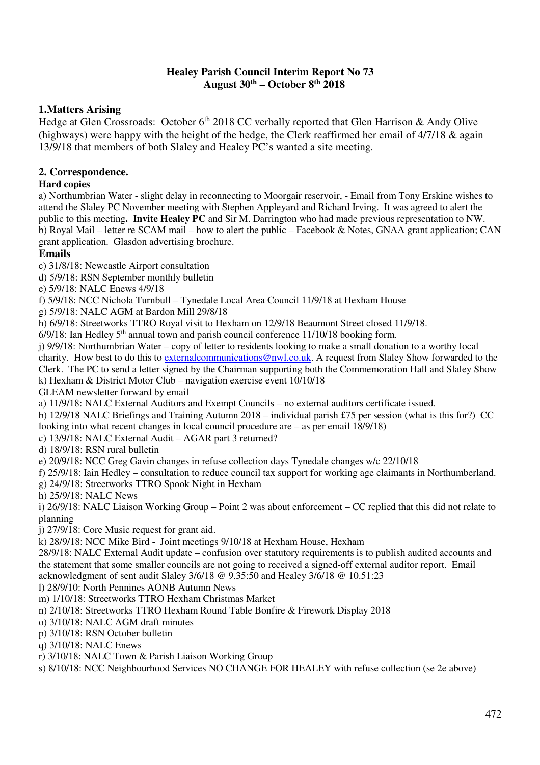# Healey Parish Council Interim Report No 73
## August 30th – October 8th 2018

## 1.Matters Arising

Hedge at Glen Crossroads: October 6th 2018 CC verbally reported that Glen Harrison & Andy Olive (highways) were happy with the height of the hedge, the Clerk reaffirmed her email of 4/7/18 & again 13/9/18 that members of both Slaley and Healey PC's wanted a site meeting.

## 2. Correspondence.

### Hard copies

a) Northumbrian Water - slight delay in reconnecting to Moorgair reservoir, - Email from Tony Erskine wishes to attend the Slaley PC November meeting with Stephen Appleyard and Richard Irving. It was agreed to alert the public to this meeting**. Invite Healey PC** and Sir M. Darrington who had made previous representation to NW.
b) Royal Mail – letter re SCAM mail – how to alert the public – Facebook & Notes, GNAA grant application; CAN grant application. Glasdon advertising brochure.

### Emails

c) 31/8/18: Newcastle Airport consultation
d) 5/9/18: RSN September monthly bulletin
e) 5/9/18: NALC Enews 4/9/18
f) 5/9/18: NCC Nichola Turnbull – Tynedale Local Area Council 11/9/18 at Hexham House
g) 5/9/18: NALC AGM at Bardon Mill 29/8/18
h) 6/9/18: Streetworks TTRO Royal visit to Hexham on 12/9/18 Beaumont Street closed 11/9/18.
6/9/18: Ian Hedley 5th annual town and parish council conference 11/10/18 booking form.
j) 9/9/18: Northumbrian Water – copy of letter to residents looking to make a small donation to a worthy local charity. How best to do this to externalcommunications@nwl.co.uk. A request from Slaley Show forwarded to the Clerk. The PC to send a letter signed by the Chairman supporting both the Commemoration Hall and Slaley Show
k) Hexham & District Motor Club – navigation exercise event 10/10/18
GLEAM newsletter forward by email
a) 11/9/18: NALC External Auditors and Exempt Councils – no external auditors certificate issued.
b) 12/9/18 NALC Briefings and Training Autumn 2018 – individual parish £75 per session (what is this for?) CC looking into what recent changes in local council procedure are – as per email 18/9/18)
c) 13/9/18: NALC External Audit – AGAR part 3 returned?
d) 18/9/18: RSN rural bulletin
e) 20/9/18: NCC Greg Gavin changes in refuse collection days Tynedale changes w/c 22/10/18
f) 25/9/18: Iain Hedley – consultation to reduce council tax support for working age claimants in Northumberland.
g) 24/9/18: Streetworks TTRO Spook Night in Hexham
h) 25/9/18: NALC News
i) 26/9/18: NALC Liaison Working Group – Point 2 was about enforcement – CC replied that this did not relate to planning
j) 27/9/18: Core Music request for grant aid.
k) 28/9/18: NCC Mike Bird - Joint meetings 9/10/18 at Hexham House, Hexham
28/9/18: NALC External Audit update – confusion over statutory requirements is to publish audited accounts and the statement that some smaller councils are not going to received a signed-off external auditor report. Email acknowledgment of sent audit Slaley 3/6/18 @ 9.35:50 and Healey 3/6/18 @ 10.51:23
l) 28/9/10: North Pennines AONB Autumn News
m) 1/10/18: Streetworks TTRO Hexham Christmas Market
n) 2/10/18: Streetworks TTRO Hexham Round Table Bonfire & Firework Display 2018
o) 3/10/18: NALC AGM draft minutes
p) 3/10/18: RSN October bulletin
q) 3/10/18: NALC Enews
r) 3/10/18: NALC Town & Parish Liaison Working Group
s) 8/10/18: NCC Neighbourhood Services NO CHANGE FOR HEALEY with refuse collection (se 2e above)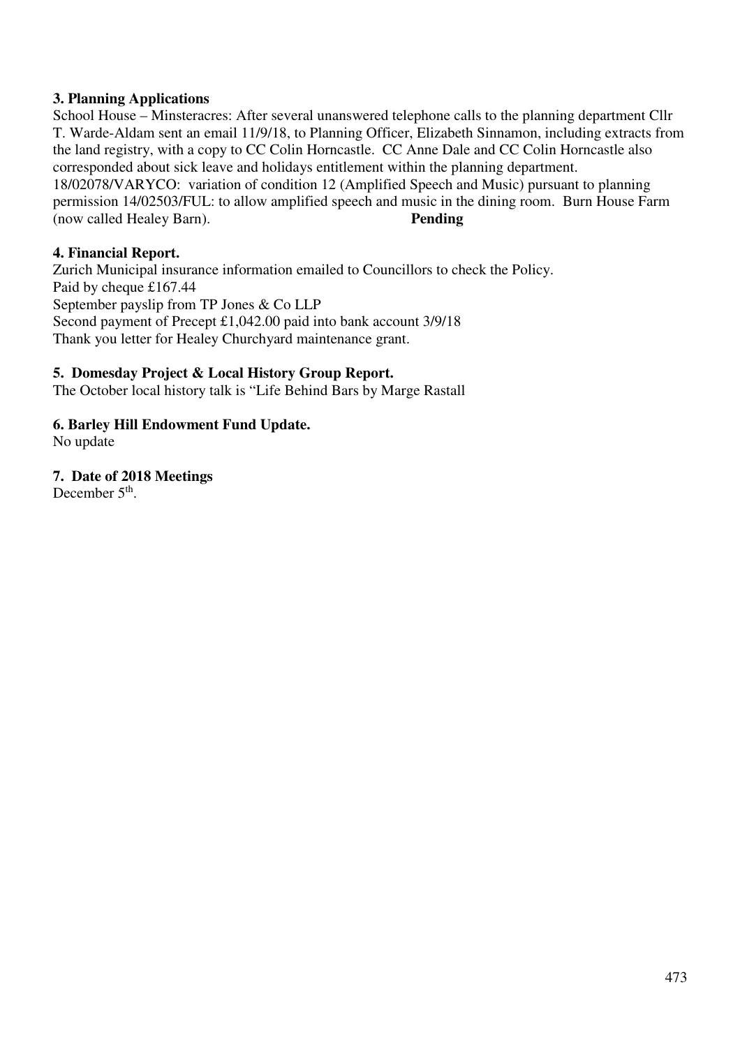**3. Planning Applications**

School House – Minsteracres: After several unanswered telephone calls to the planning department Cllr T. Warde-Aldam sent an email 11/9/18, to Planning Officer, Elizabeth Sinnamon, including extracts from the land registry, with a copy to CC Colin Horncastle. CC Anne Dale and CC Colin Horncastle also corresponded about sick leave and holidays entitlement within the planning department.

18/02078/VARYCO: variation of condition 12 (Amplified Speech and Music) pursuant to planning permission 14/02503/FUL: to allow amplified speech and music in the dining room. Burn House Farm (now called Healey Barn). **Pending**

**4. Financial Report.**

Zurich Municipal insurance information emailed to Councillors to check the Policy.
Paid by cheque £167.44
September payslip from TP Jones & Co LLP
Second payment of Precept £1,042.00 paid into bank account 3/9/18
Thank you letter for Healey Churchyard maintenance grant.

**5. Domesday Project & Local History Group Report.**

The October local history talk is “Life Behind Bars by Marge Rastall

**6. Barley Hill Endowment Fund Update.**

No update

**7. Date of 2018 Meetings**

December 5th.